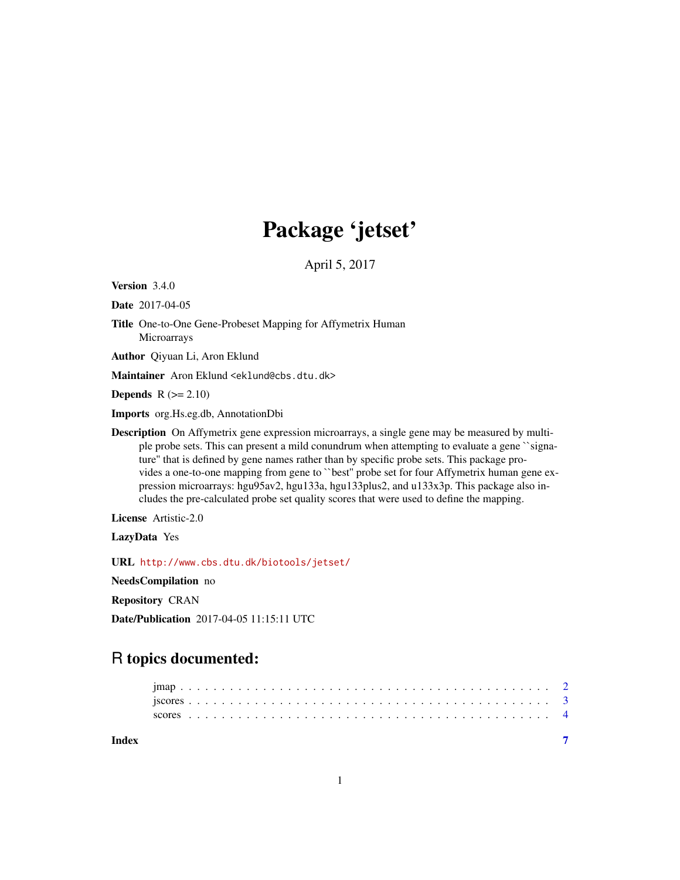# Package 'jetset'

April 5, 2017

**Version** 3.4.0

**Date** 2017-04-05

**Title** One-to-One Gene-Probeset Mapping for Affymetrix Human Microarrays

**Author** Qiyuan Li, Aron Eklund

**Maintainer** Aron Eklund <eklund@cbs.dtu.dk>

**Depends** R (>= 2.10)

**Imports** org.Hs.eg.db, AnnotationDbi

**Description** On Affymetrix gene expression microarrays, a single gene may be measured by multiple probe sets. This can present a mild conundrum when attempting to evaluate a gene ``signature'' that is defined by gene names rather than by specific probe sets. This package provides a one-to-one mapping from gene to ``best'' probe set for four Affymetrix human gene expression microarrays: hgu95av2, hgu133a, hgu133plus2, and u133x3p. This package also includes the pre-calculated probe set quality scores that were used to define the mapping.

**License** Artistic-2.0

**LazyData** Yes

**URL** http://www.cbs.dtu.dk/biotools/jetset/

**NeedsCompilation** no

**Repository** CRAN

**Date/Publication** 2017-04-05 11:15:11 UTC

## R topics documented:

- jmap . . . . . . . . . . . . . . . . . . . . . . . . . . . . . . . . . . . . . . . . . . 2
- jscores . . . . . . . . . . . . . . . . . . . . . . . . . . . . . . . . . . . . . . . . . 3
- scores . . . . . . . . . . . . . . . . . . . . . . . . . . . . . . . . . . . . . . . . . 4

**Index** 7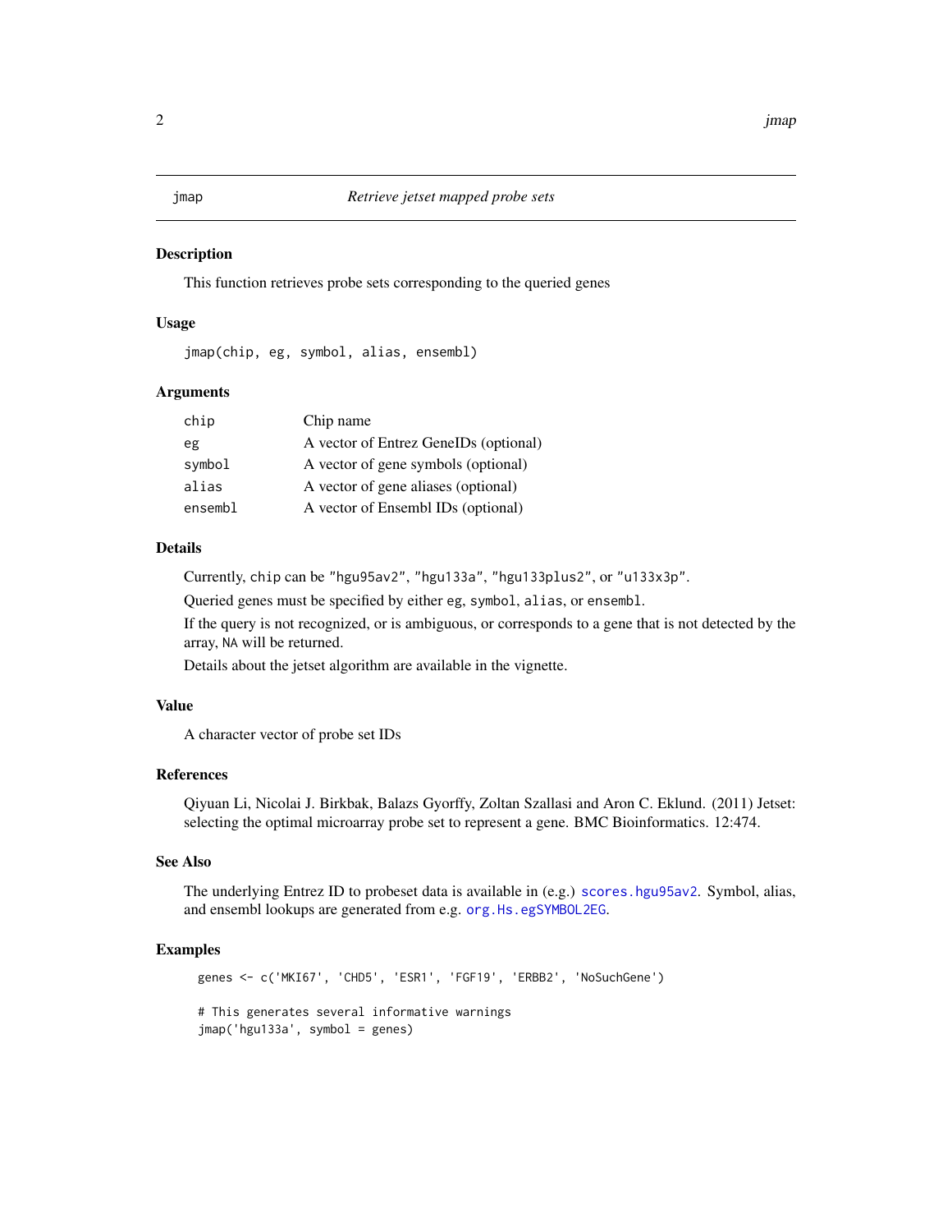## jmap — *Retrieve jetset mapped probe sets*

### Description

This function retrieves probe sets corresponding to the queried genes

### Usage

```
jmap(chip, eg, symbol, alias, ensembl)
```

### Arguments

| | |
|---|---|
| `chip` | Chip name |
| `eg` | A vector of Entrez GeneIDs (optional) |
| `symbol` | A vector of gene symbols (optional) |
| `alias` | A vector of gene aliases (optional) |
| `ensembl` | A vector of Ensembl IDs (optional) |

### Details

Currently, `chip` can be `"hgu95av2"`, `"hgu133a"`, `"hgu133plus2"`, or `"u133x3p"`.

Queried genes must be specified by either `eg`, `symbol`, `alias`, or `ensembl`.

If the query is not recognized, or is ambiguous, or corresponds to a gene that is not detected by the array, `NA` will be returned.

Details about the jetset algorithm are available in the vignette.

### Value

A character vector of probe set IDs

### References

Qiyuan Li, Nicolai J. Birkbak, Balazs Gyorffy, Zoltan Szallasi and Aron C. Eklund. (2011) Jetset: selecting the optimal microarray probe set to represent a gene. BMC Bioinformatics. 12:474.

### See Also

The underlying Entrez ID to probeset data is available in (e.g.) `scores.hgu95av2`. Symbol, alias, and ensembl lookups are generated from e.g. `org.Hs.egSYMBOL2EG`.

### Examples

```
genes <- c('MKI67', 'CHD5', 'ESR1', 'FGF19', 'ERBB2', 'NoSuchGene')

# This generates several informative warnings
jmap('hgu133a', symbol = genes)
```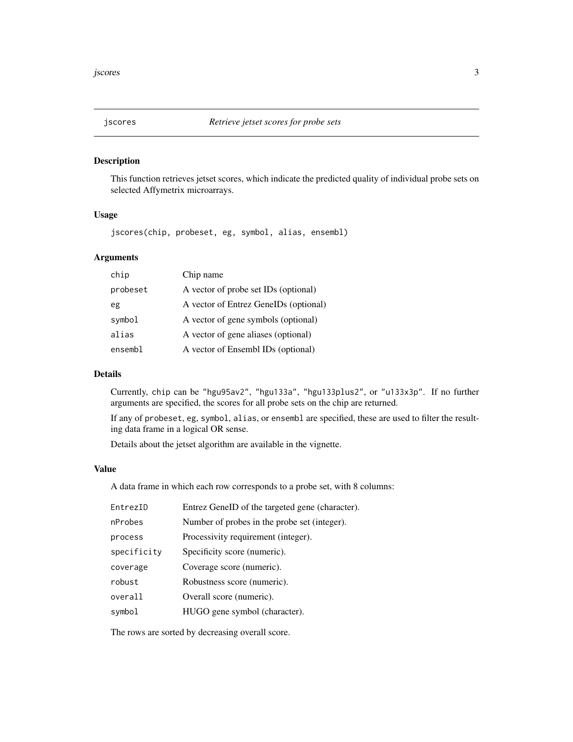## jscores — *Retrieve jetset scores for probe sets*

### Description

This function retrieves jetset scores, which indicate the predicted quality of individual probe sets on selected Affymetrix microarrays.

### Usage

```
jscores(chip, probeset, eg, symbol, alias, ensembl)
```

### Arguments

| | |
|---|---|
| `chip` | Chip name |
| `probeset` | A vector of probe set IDs (optional) |
| `eg` | A vector of Entrez GeneIDs (optional) |
| `symbol` | A vector of gene symbols (optional) |
| `alias` | A vector of gene aliases (optional) |
| `ensembl` | A vector of Ensembl IDs (optional) |

### Details

Currently, `chip` can be `"hgu95av2"`, `"hgu133a"`, `"hgu133plus2"`, or `"u133x3p"`. If no further arguments are specified, the scores for all probe sets on the chip are returned.

If any of `probeset`, `eg`, `symbol`, `alias`, or `ensembl` are specified, these are used to filter the resulting data frame in a logical OR sense.

Details about the jetset algorithm are available in the vignette.

### Value

A data frame in which each row corresponds to a probe set, with 8 columns:

| | |
|---|---|
| `EntrezID` | Entrez GeneID of the targeted gene (character). |
| `nProbes` | Number of probes in the probe set (integer). |
| `process` | Processivity requirement (integer). |
| `specificity` | Specificity score (numeric). |
| `coverage` | Coverage score (numeric). |
| `robust` | Robustness score (numeric). |
| `overall` | Overall score (numeric). |
| `symbol` | HUGO gene symbol (character). |

The rows are sorted by decreasing overall score.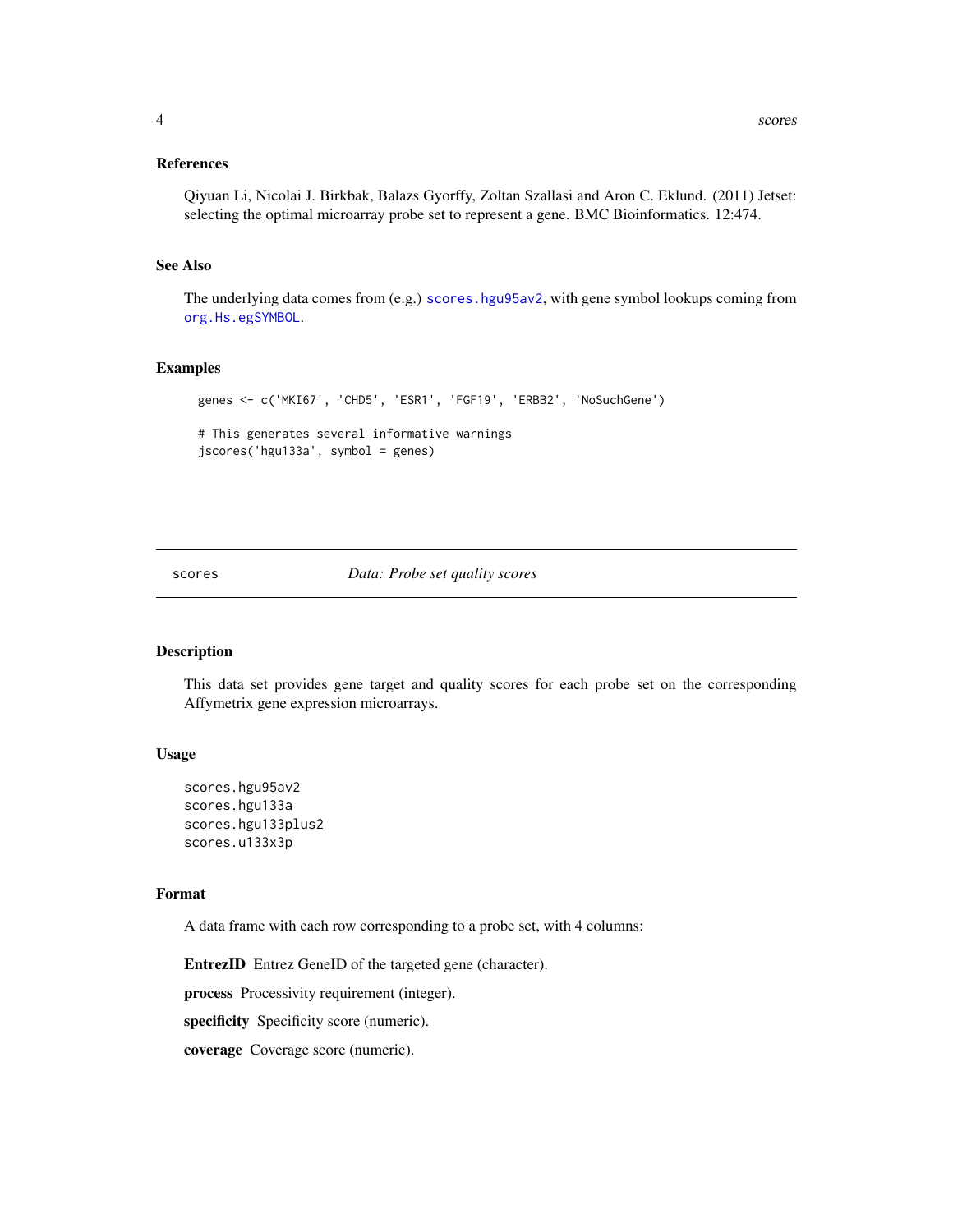### References

Qiyuan Li, Nicolai J. Birkbak, Balazs Gyorffy, Zoltan Szallasi and Aron C. Eklund. (2011) Jetset: selecting the optimal microarray probe set to represent a gene. BMC Bioinformatics. 12:474.

### See Also

The underlying data comes from (e.g.) `scores.hgu95av2`, with gene symbol lookups coming from `org.Hs.egSYMBOL`.

### Examples

```
genes <- c('MKI67', 'CHD5', 'ESR1', 'FGF19', 'ERBB2', 'NoSuchGene')

# This generates several informative warnings
jscores('hgu133a', symbol = genes)
```

---

## scores *Data: Probe set quality scores*

---

### Description

This data set provides gene target and quality scores for each probe set on the corresponding Affymetrix gene expression microarrays.

### Usage

```
scores.hgu95av2
scores.hgu133a
scores.hgu133plus2
scores.u133x3p
```

### Format

A data frame with each row corresponding to a probe set, with 4 columns:

**EntrezID** Entrez GeneID of the targeted gene (character).

**process** Processivity requirement (integer).

**specificity** Specificity score (numeric).

**coverage** Coverage score (numeric).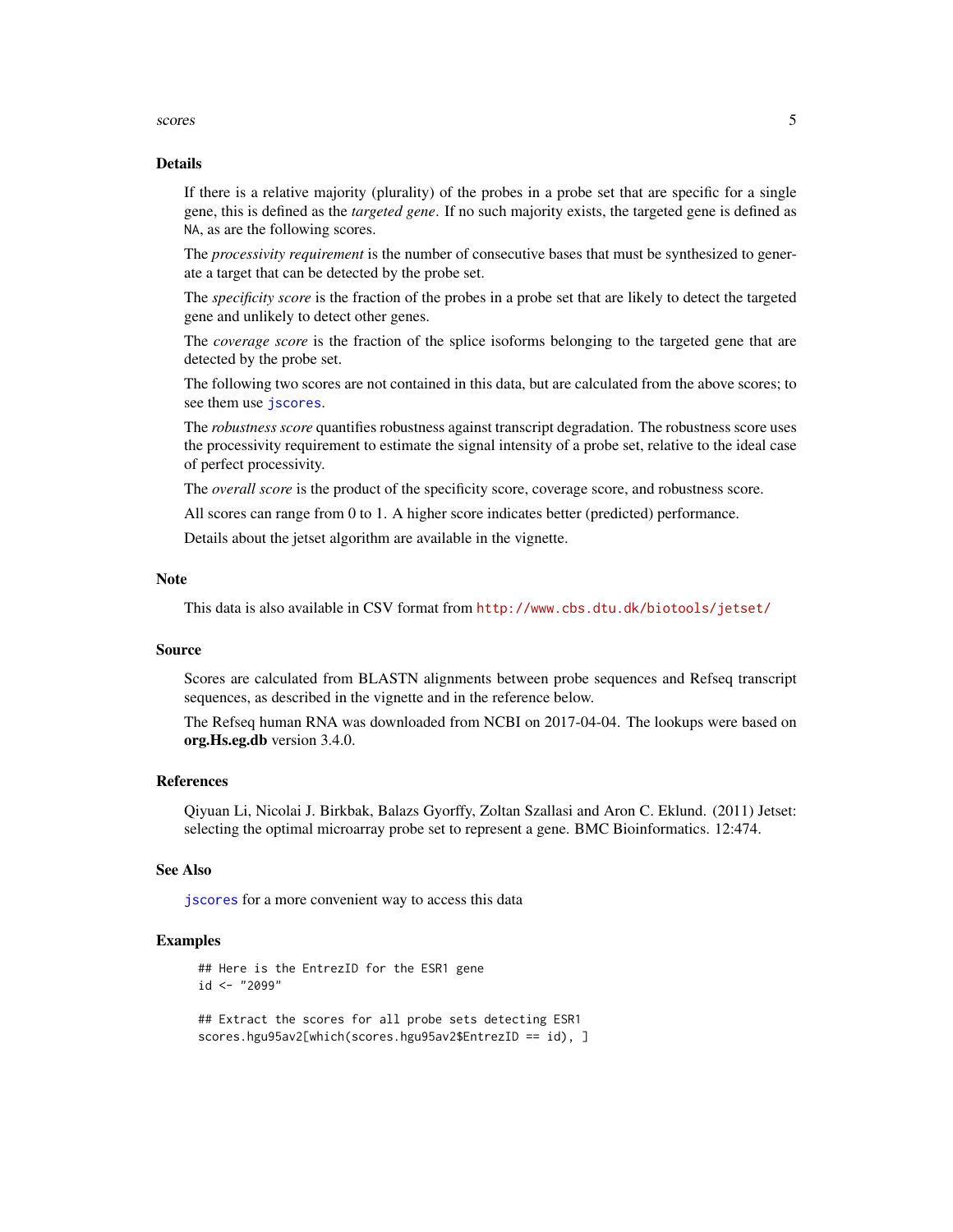## Details

If there is a relative majority (plurality) of the probes in a probe set that are specific for a single gene, this is defined as the *targeted gene*. If no such majority exists, the targeted gene is defined as NA, as are the following scores.

The *processivity requirement* is the number of consecutive bases that must be synthesized to generate a target that can be detected by the probe set.

The *specificity score* is the fraction of the probes in a probe set that are likely to detect the targeted gene and unlikely to detect other genes.

The *coverage score* is the fraction of the splice isoforms belonging to the targeted gene that are detected by the probe set.

The following two scores are not contained in this data, but are calculated from the above scores; to see them use jscores.

The *robustness score* quantifies robustness against transcript degradation. The robustness score uses the processivity requirement to estimate the signal intensity of a probe set, relative to the ideal case of perfect processivity.

The *overall score* is the product of the specificity score, coverage score, and robustness score.

All scores can range from 0 to 1. A higher score indicates better (predicted) performance.

Details about the jetset algorithm are available in the vignette.

## Note

This data is also available in CSV format from http://www.cbs.dtu.dk/biotools/jetset/

## Source

Scores are calculated from BLASTN alignments between probe sequences and Refseq transcript sequences, as described in the vignette and in the reference below.

The Refseq human RNA was downloaded from NCBI on 2017-04-04. The lookups were based on **org.Hs.eg.db** version 3.4.0.

## References

Qiyuan Li, Nicolai J. Birkbak, Balazs Gyorffy, Zoltan Szallasi and Aron C. Eklund. (2011) Jetset: selecting the optimal microarray probe set to represent a gene. BMC Bioinformatics. 12:474.

## See Also

jscores for a more convenient way to access this data

## Examples

```
## Here is the EntrezID for the ESR1 gene
id <- "2099"

## Extract the scores for all probe sets detecting ESR1
scores.hgu95av2[which(scores.hgu95av2$EntrezID == id), ]
```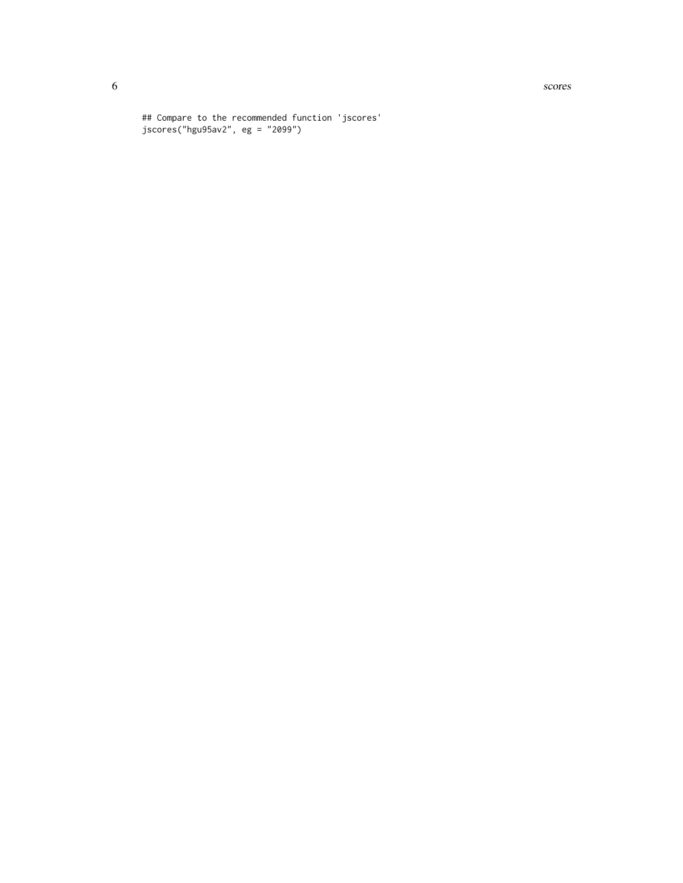```
## Compare to the recommended function 'jscores'
jscores("hgu95av2", eg = "2099")
```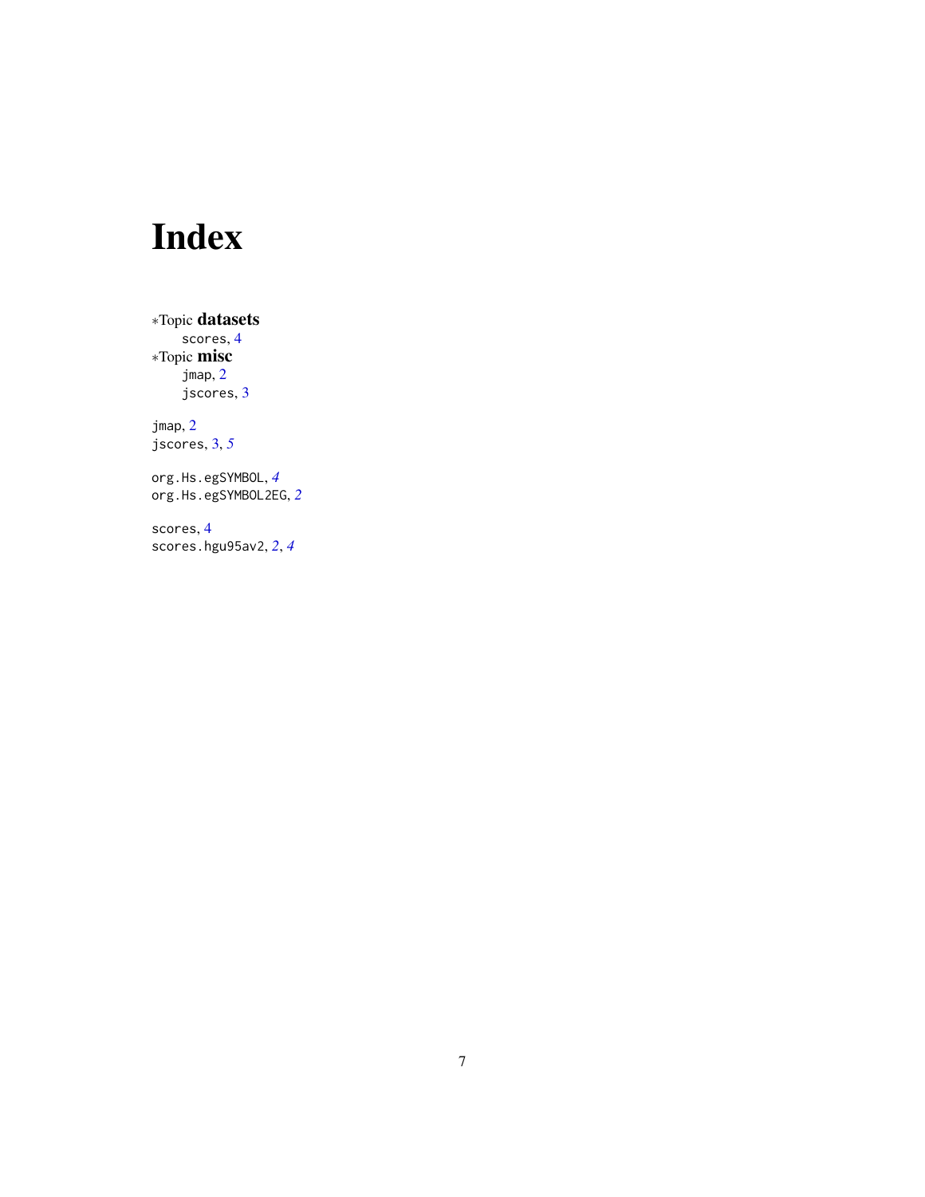# Index

*Topic **datasets**
  scores, 4
*Topic **misc**
  jmap, 2
  jscores, 3

jmap, 2
jscores, 3, *5*

org.Hs.egSYMBOL, *4*
org.Hs.egSYMBOL2EG, *2*

scores, 4
scores.hgu95av2, *2*, *4*